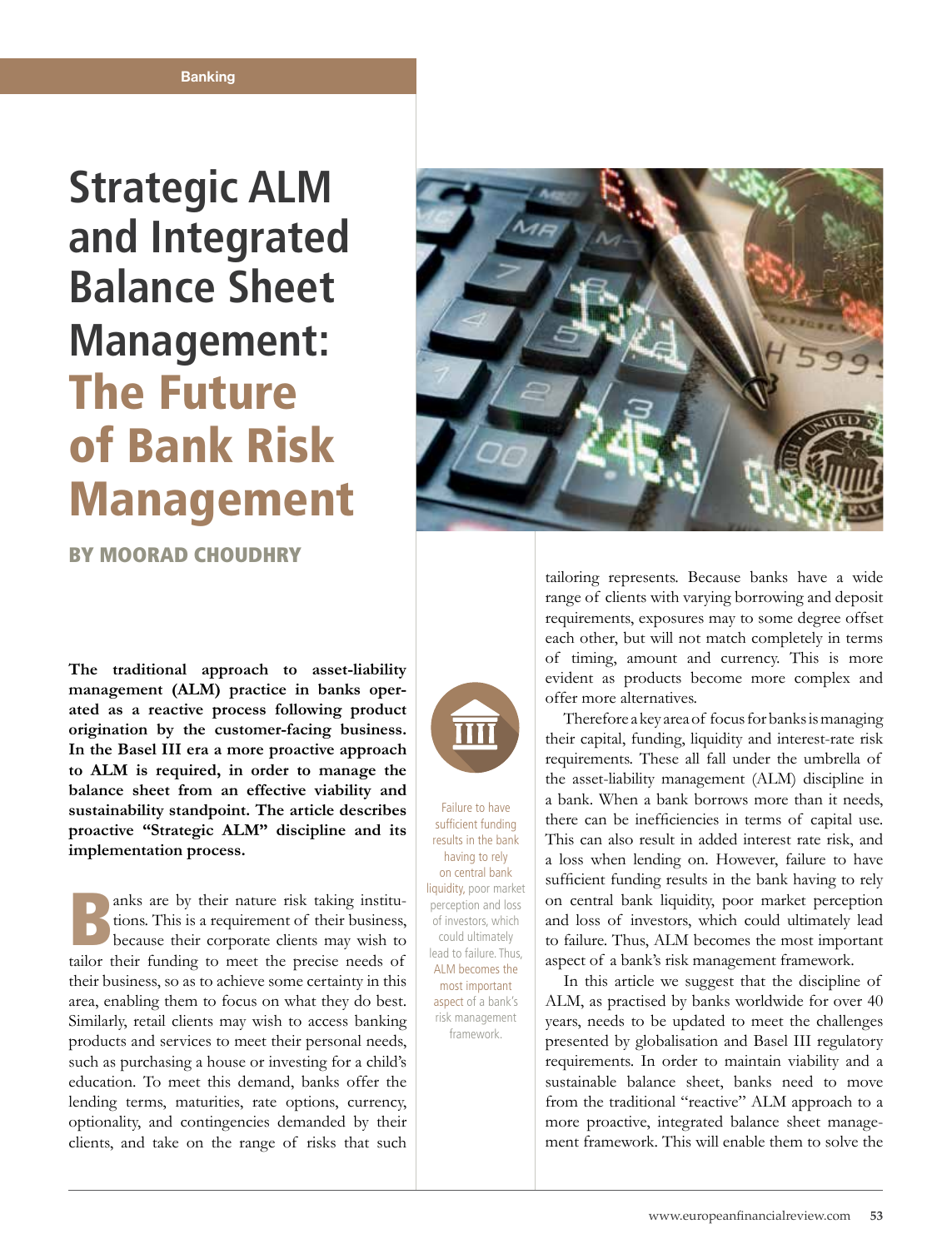Banking

# Strategic ALM and Integrated Balance Sheet Management: The Future of Bank Risk Management

**BY MOORAD CHOUDHRY**

**The traditional approach to asset-liability management (ALM) practice in banks operated as a reactive process following product origination by the customer-facing business. In the Basel III era a more proactive approach to ALM is required, in order to manage the balance sheet from an effective viability and sustainability standpoint. The article describes proactive "Strategic ALM" discipline and its implementation process.**

Banks are by their nature risk taking institutions. This is a requirement of their business, because their corporate clients may wish to tailor their funding to meet the precise needs of their business, so as to achieve some certainty in this area, enabling them to focus on what they do best. Similarly, retail clients may wish to access banking products and services to meet their personal needs, such as purchasing a house or investing for a child's education. To meet this demand, banks offer the lending terms, maturities, rate options, currency, optionality, and contingencies demanded by their clients, and take on the range of risks that such tailoring represents. Because banks have a wide range of clients with varying borrowing and deposit requirements, exposures may to some degree offset each other, but will not match completely in terms of timing, amount and currency. This is more evident as products become more complex and offer more alternatives.

Therefore a key area of focus for banks is managing their capital, funding, liquidity and interest-rate risk requirements. These all fall under the umbrella of the asset-liability management (ALM) discipline in a bank. When a bank borrows more than it needs, there can be inefficiencies in terms of capital use. This can also result in added interest rate risk, and a loss when lending on. However, failure to have sufficient funding results in the bank having to rely on central bank liquidity, poor market perception and loss of investors, which could ultimately lead to failure. Thus, ALM becomes the most important aspect of a bank's risk management framework.

> Failure to have sufficient funding results in the bank having to rely on central bank liquidity, poor market perception and loss of investors, which could ultimately lead to failure. Thus, ALM becomes the most important aspect of a bank's risk management framework.

In this article we suggest that the discipline of ALM, as practised by banks worldwide for over 40 years, needs to be updated to meet the challenges presented by globalisation and Basel III regulatory requirements. In order to maintain viability and a sustainable balance sheet, banks need to move from the traditional "reactive" ALM approach to a more proactive, integrated balance sheet management framework. This will enable them to solve the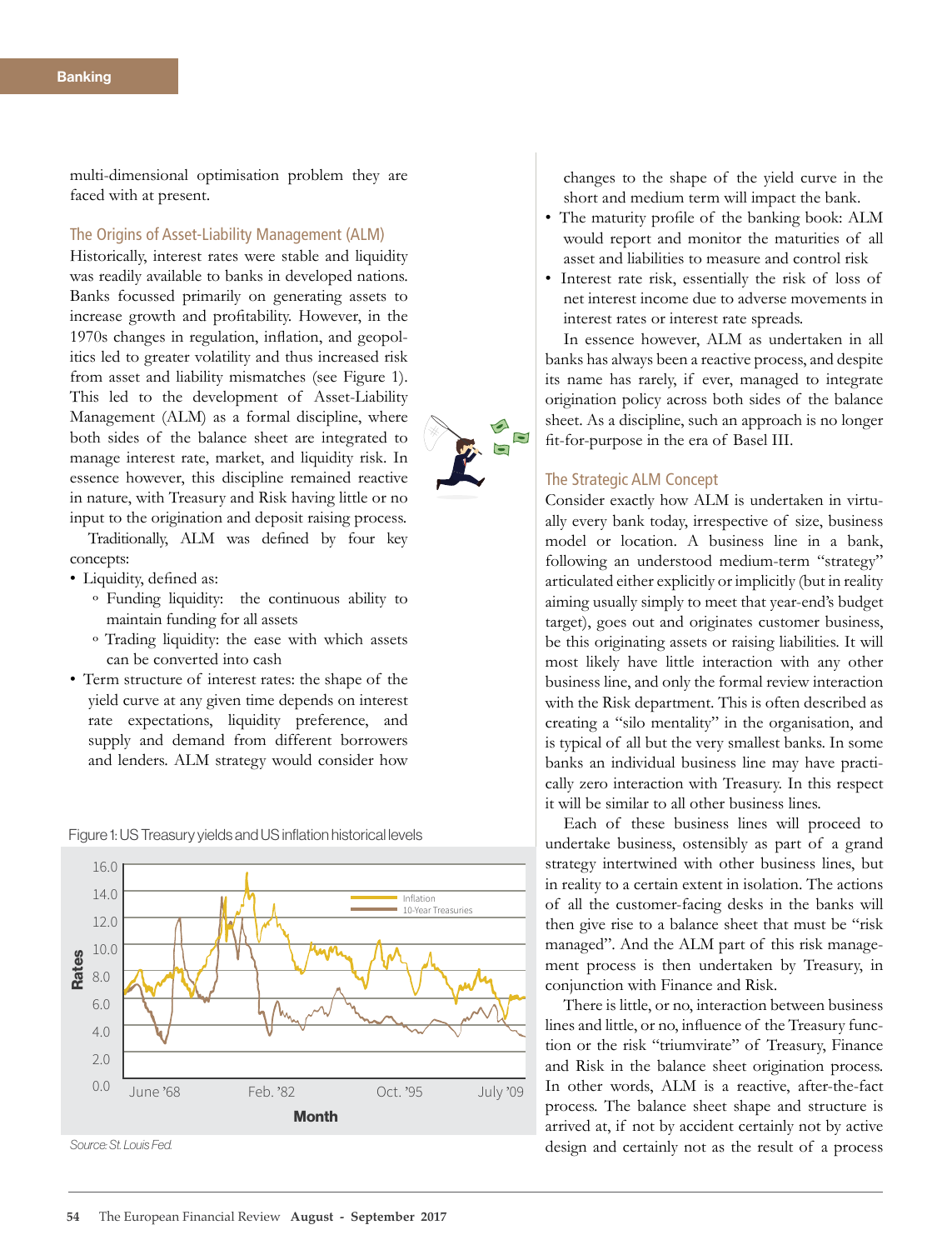multi-dimensional optimisation problem they are faced with at present.

### The Origins of Asset-Liability Management (ALM)

Historically, interest rates were stable and liquidity was readily available to banks in developed nations. Banks focussed primarily on generating assets to increase growth and profitability. However, in the 1970s changes in regulation, inflation, and geopolitics led to greater volatility and thus increased risk from asset and liability mismatches (see Figure 1). This led to the development of Asset-Liability Management (ALM) as a formal discipline, where both sides of the balance sheet are integrated to manage interest rate, market, and liquidity risk. In essence however, this discipline remained reactive in nature, with Treasury and Risk having little or no input to the origination and deposit raising process.

Traditionally, ALM was defined by four key concepts:

- Liquidity, defined as:
  - Funding liquidity: the continuous ability to maintain funding for all assets
  - Trading liquidity: the ease with which assets can be converted into cash
- Term structure of interest rates: the shape of the yield curve at any given time depends on interest rate expectations, liquidity preference, and supply and demand from different borrowers and lenders. ALM strategy would consider how changes to the shape of the yield curve in the short and medium term will impact the bank.
- The maturity profile of the banking book: ALM would report and monitor the maturities of all asset and liabilities to measure and control risk
- Interest rate risk, essentially the risk of loss of net interest income due to adverse movements in interest rates or interest rate spreads.

Figure 1: US Treasury yields and US inflation historical levels

Source: St. Louis Fed.

In essence however, ALM as undertaken in all banks has always been a reactive process, and despite its name has rarely, if ever, managed to integrate origination policy across both sides of the balance sheet. As a discipline, such an approach is no longer fit-for-purpose in the era of Basel III.

### The Strategic ALM Concept

Consider exactly how ALM is undertaken in virtually every bank today, irrespective of size, business model or location. A business line in a bank, following an understood medium-term "strategy" articulated either explicitly or implicitly (but in reality aiming usually simply to meet that year-end's budget target), goes out and originates customer business, be this originating assets or raising liabilities. It will most likely have little interaction with any other business line, and only the formal review interaction with the Risk department. This is often described as creating a "silo mentality" in the organisation, and is typical of all but the very smallest banks. In some banks an individual business line may have practically zero interaction with Treasury. In this respect it will be similar to all other business lines.

Each of these business lines will proceed to undertake business, ostensibly as part of a grand strategy intertwined with other business lines, but in reality to a certain extent in isolation. The actions of all the customer-facing desks in the banks will then give rise to a balance sheet that must be "risk managed". And the ALM part of this risk management process is then undertaken by Treasury, in conjunction with Finance and Risk.

There is little, or no, interaction between business lines and little, or no, influence of the Treasury function or the risk "triumvirate" of Treasury, Finance and Risk in the balance sheet origination process. In other words, ALM is a reactive, after-the-fact process. The balance sheet shape and structure is arrived at, if not by accident certainly not by active design and certainly not as the result of a process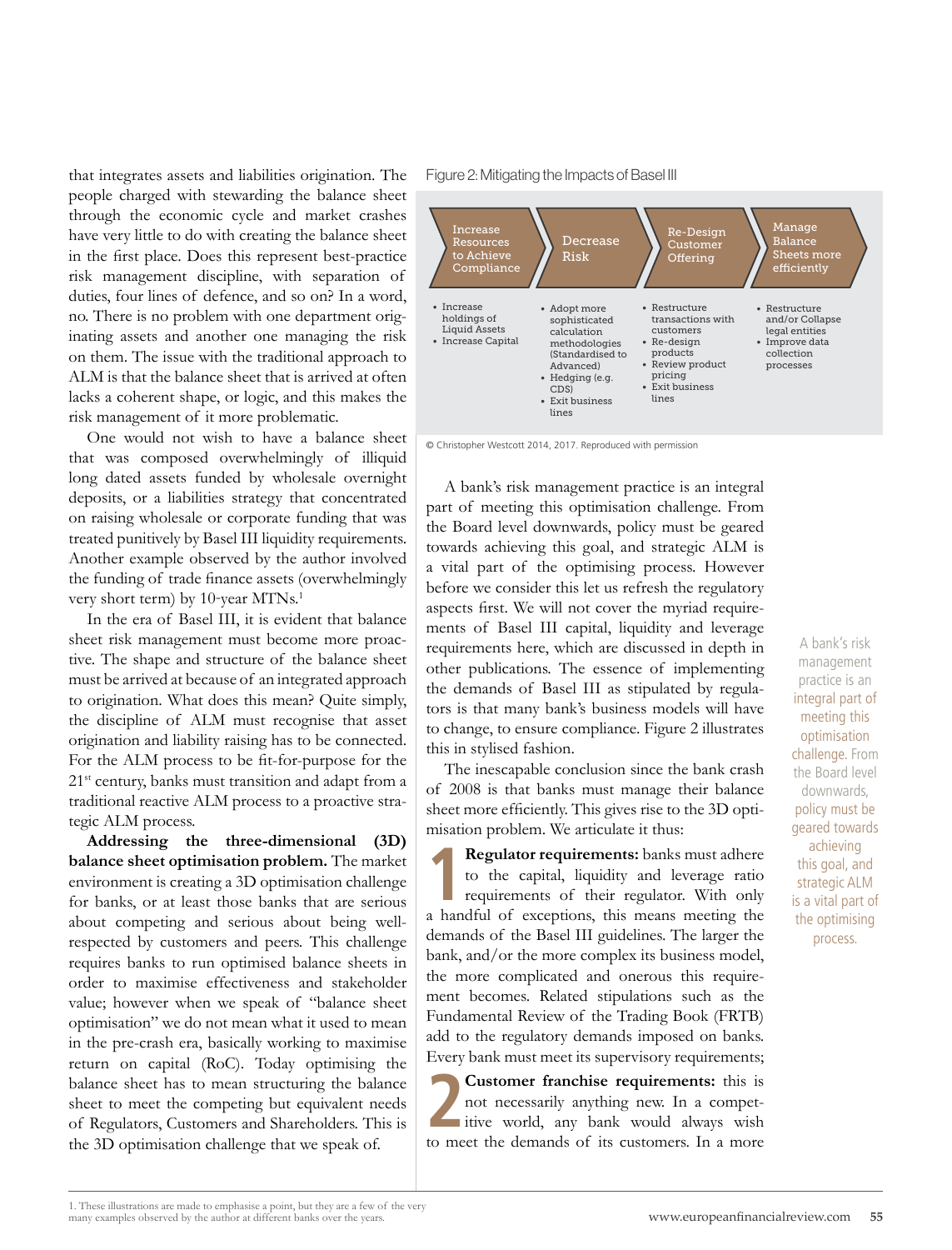that integrates assets and liabilities origination. The people charged with stewarding the balance sheet through the economic cycle and market crashes have very little to do with creating the balance sheet in the first place. Does this represent best-practice risk management discipline, with separation of duties, four lines of defence, and so on? In a word, no. There is no problem with one department originating assets and another one managing the risk on them. The issue with the traditional approach to ALM is that the balance sheet that is arrived at often lacks a coherent shape, or logic, and this makes the risk management of it more problematic.

One would not wish to have a balance sheet that was composed overwhelmingly of illiquid long dated assets funded by wholesale overnight deposits, or a liabilities strategy that concentrated on raising wholesale or corporate funding that was treated punitively by Basel III liquidity requirements. Another example observed by the author involved the funding of trade finance assets (overwhelmingly very short term) by 10-year MTNs.[1]

In the era of Basel III, it is evident that balance sheet risk management must become more proactive. The shape and structure of the balance sheet must be arrived at because of an integrated approach to origination. What does this mean? Quite simply, the discipline of ALM must recognise that asset origination and liability raising has to be connected. For the ALM process to be fit-for-purpose for the 21st century, banks must transition and adapt from a traditional reactive ALM process to a proactive strategic ALM process.

**Addressing the three-dimensional (3D) balance sheet optimisation problem.** The market environment is creating a 3D optimisation challenge for banks, or at least those banks that are serious about competing and serious about being well-respected by customers and peers. This challenge requires banks to run optimised balance sheets in order to maximise effectiveness and stakeholder value; however when we speak of "balance sheet optimisation" we do not mean what it used to mean in the pre-crash era, basically working to maximise return on capital (RoC). Today optimising the balance sheet has to mean structuring the balance sheet to meet the competing but equivalent needs of Regulators, Customers and Shareholders. This is the 3D optimisation challenge that we speak of.

Figure 2: Mitigating the Impacts of Basel III

| Increase Resources to Achieve Compliance | Decrease Risk | Re-Design Customer Offering | Manage Balance Sheets more efficiently |
|---|---|---|---|
| • Increase holdings of Liquid Assets<br>• Increase Capital | • Adopt more sophisticated calculation methodologies (Standardised to Advanced)<br>• Hedging (e.g. CDS)<br>• Exit business lines | • Restructure transactions with customers<br>• Re-design products<br>• Review product pricing<br>• Exit business lines | • Restructure and/or Collapse legal entities<br>• Improve data collection processes |

© Christopher Westcott 2014, 2017. Reproduced with permission

A bank's risk management practice is an integral part of meeting this optimisation challenge. From the Board level downwards, policy must be geared towards achieving this goal, and strategic ALM is a vital part of the optimising process. However before we consider this let us refresh the regulatory aspects first. We will not cover the myriad requirements of Basel III capital, liquidity and leverage requirements here, which are discussed in depth in other publications. The essence of implementing the demands of Basel III as stipulated by regulators is that many bank's business models will have to change, to ensure compliance. Figure 2 illustrates this in stylised fashion.

The inescapable conclusion since the bank crash of 2008 is that banks must manage their balance sheet more efficiently. This gives rise to the 3D optimisation problem. We articulate it thus:

1. **Regulator requirements:** banks must adhere to the capital, liquidity and leverage ratio requirements of their regulator. With only a handful of exceptions, this means meeting the demands of the Basel III guidelines. The larger the bank, and/or the more complex its business model, the more complicated and onerous this requirement becomes. Related stipulations such as the Fundamental Review of the Trading Book (FRTB) add to the regulatory demands imposed on banks. Every bank must meet its supervisory requirements;

2. **Customer franchise requirements:** this is not necessarily anything new. In a competitive world, any bank would always wish to meet the demands of its customers. In a more

> A bank's risk management practice is an integral part of meeting this optimisation challenge. From the Board level downwards, policy must be geared towards achieving this goal, and strategic ALM is a vital part of the optimising process.

1. These illustrations are made to emphasise a point, but they are a few of the very many examples observed by the author at different banks over the years.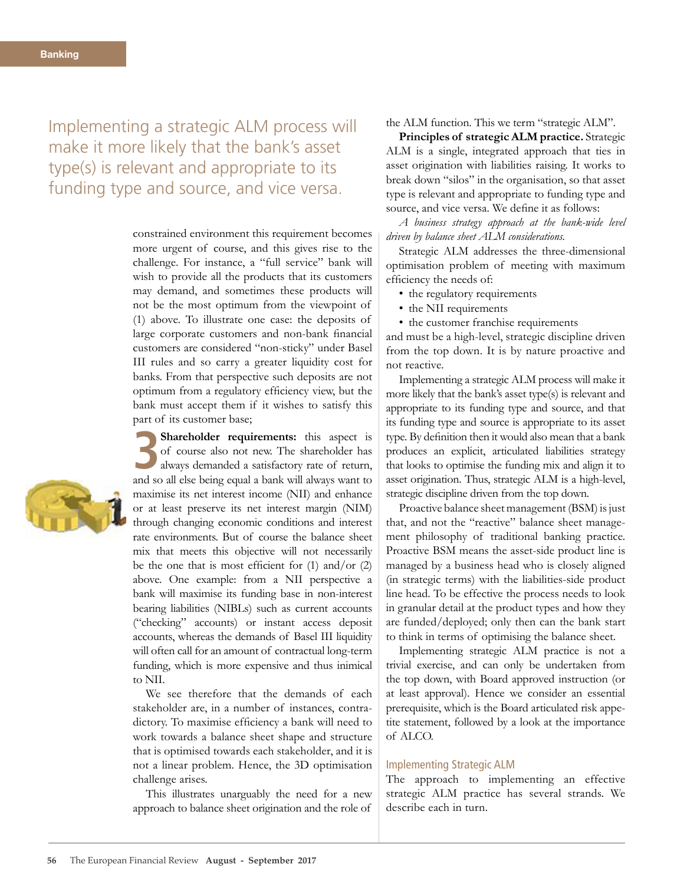> Implementing a strategic ALM process will make it more likely that the bank's asset type(s) is relevant and appropriate to its funding type and source, and vice versa.

constrained environment this requirement becomes more urgent of course, and this gives rise to the challenge. For instance, a "full service" bank will wish to provide all the products that its customers may demand, and sometimes these products will not be the most optimum from the viewpoint of (1) above. To illustrate one case: the deposits of large corporate customers and non-bank financial customers are considered "non-sticky" under Basel III rules and so carry a greater liquidity cost for banks. From that perspective such deposits are not optimum from a regulatory efficiency view, but the bank must accept them if it wishes to satisfy this part of its customer base;

**3 Shareholder requirements:** this aspect is of course also not new. The shareholder has always demanded a satisfactory rate of return, and so all else being equal a bank will always want to maximise its net interest income (NII) and enhance or at least preserve its net interest margin (NIM) through changing economic conditions and interest rate environments. But of course the balance sheet mix that meets this objective will not necessarily be the one that is most efficient for (1) and/or (2) above. One example: from a NII perspective a bank will maximise its funding base in non-interest bearing liabilities (NIBLs) such as current accounts ("checking" accounts) or instant access deposit accounts, whereas the demands of Basel III liquidity will often call for an amount of contractual long-term funding, which is more expensive and thus inimical to NII.

We see therefore that the demands of each stakeholder are, in a number of instances, contradictory. To maximise efficiency a bank will need to work towards a balance sheet shape and structure that is optimised towards each stakeholder, and it is not a linear problem. Hence, the 3D optimisation challenge arises.

This illustrates unarguably the need for a new approach to balance sheet origination and the role of the ALM function. This we term "strategic ALM".

**Principles of strategic ALM practice.** Strategic ALM is a single, integrated approach that ties in asset origination with liabilities raising. It works to break down "silos" in the organisation, so that asset type is relevant and appropriate to funding type and source, and vice versa. We define it as follows:

*A business strategy approach at the bank-wide level driven by balance sheet ALM considerations.*

Strategic ALM addresses the three-dimensional optimisation problem of meeting with maximum efficiency the needs of:

- the regulatory requirements
- the NII requirements
- the customer franchise requirements

and must be a high-level, strategic discipline driven from the top down. It is by nature proactive and not reactive.

Implementing a strategic ALM process will make it more likely that the bank's asset type(s) is relevant and appropriate to its funding type and source, and that its funding type and source is appropriate to its asset type. By definition then it would also mean that a bank produces an explicit, articulated liabilities strategy that looks to optimise the funding mix and align it to asset origination. Thus, strategic ALM is a high-level, strategic discipline driven from the top down.

Proactive balance sheet management (BSM) is just that, and not the "reactive" balance sheet management philosophy of traditional banking practice. Proactive BSM means the asset-side product line is managed by a business head who is closely aligned (in strategic terms) with the liabilities-side product line head. To be effective the process needs to look in granular detail at the product types and how they are funded/deployed; only then can the bank start to think in terms of optimising the balance sheet.

Implementing strategic ALM practice is not a trivial exercise, and can only be undertaken from the top down, with Board approved instruction (or at least approval). Hence we consider an essential prerequisite, which is the Board articulated risk appetite statement, followed by a look at the importance of ALCO.

## Implementing Strategic ALM

The approach to implementing an effective strategic ALM practice has several strands. We describe each in turn.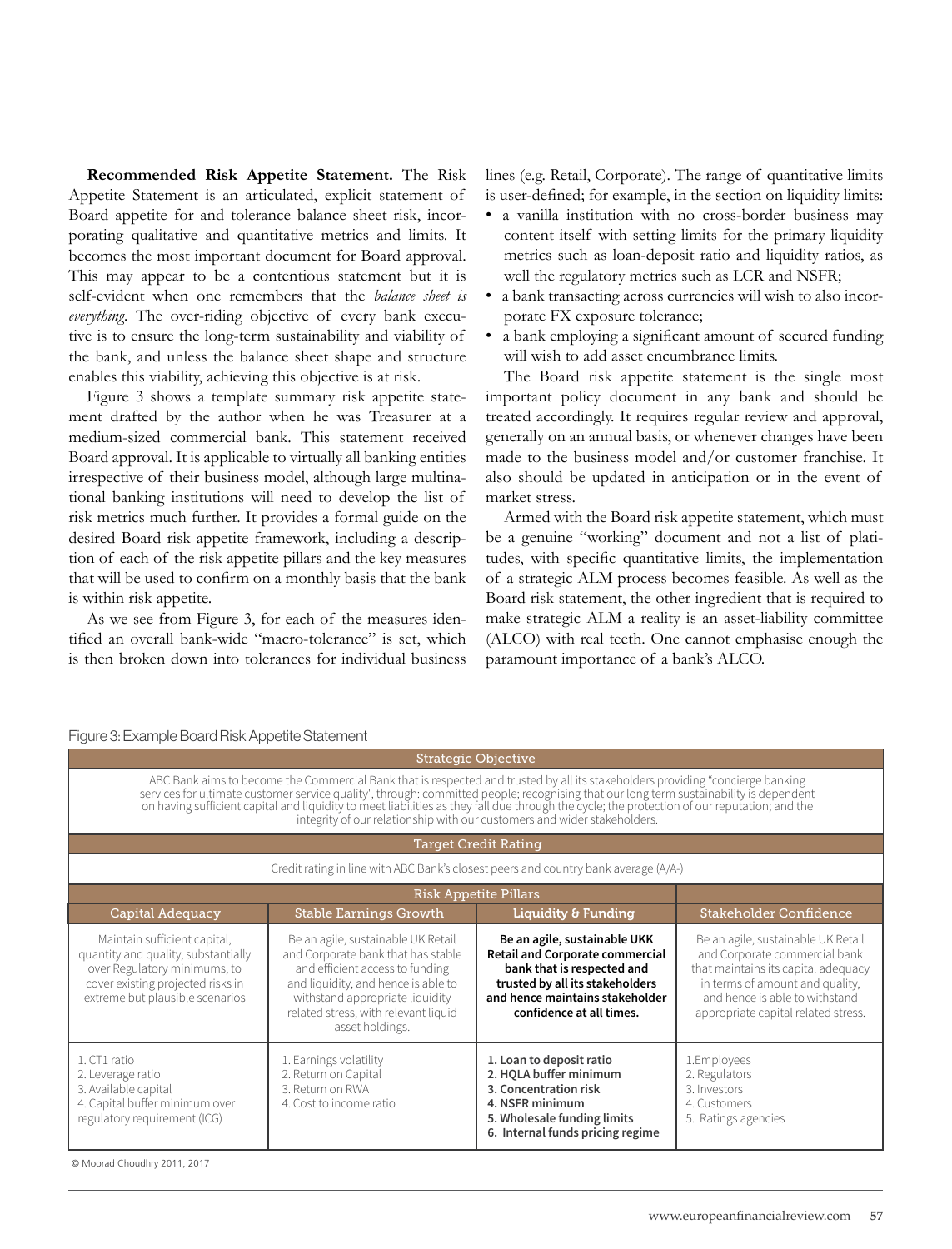**Recommended Risk Appetite Statement.** The Risk Appetite Statement is an articulated, explicit statement of Board appetite for and tolerance balance sheet risk, incorporating qualitative and quantitative metrics and limits. It becomes the most important document for Board approval. This may appear to be a contentious statement but it is self-evident when one remembers that the *balance sheet is everything*. The over-riding objective of every bank executive is to ensure the long-term sustainability and viability of the bank, and unless the balance sheet shape and structure enables this viability, achieving this objective is at risk.

Figure 3 shows a template summary risk appetite statement drafted by the author when he was Treasurer at a medium-sized commercial bank. This statement received Board approval. It is applicable to virtually all banking entities irrespective of their business model, although large multinational banking institutions will need to develop the list of risk metrics much further. It provides a formal guide on the desired Board risk appetite framework, including a description of each of the risk appetite pillars and the key measures that will be used to confirm on a monthly basis that the bank is within risk appetite.

As we see from Figure 3, for each of the measures identified an overall bank-wide "macro-tolerance" is set, which is then broken down into tolerances for individual business lines (e.g. Retail, Corporate). The range of quantitative limits is user-defined; for example, in the section on liquidity limits:

- a vanilla institution with no cross-border business may content itself with setting limits for the primary liquidity metrics such as loan-deposit ratio and liquidity ratios, as well the regulatory metrics such as LCR and NSFR;
- a bank transacting across currencies will wish to also incorporate FX exposure tolerance;
- a bank employing a significant amount of secured funding will wish to add asset encumbrance limits.

The Board risk appetite statement is the single most important policy document in any bank and should be treated accordingly. It requires regular review and approval, generally on an annual basis, or whenever changes have been made to the business model and/or customer franchise. It also should be updated in anticipation or in the event of market stress.

Armed with the Board risk appetite statement, which must be a genuine "working" document and not a list of platitudes, with specific quantitative limits, the implementation of a strategic ALM process becomes feasible. As well as the Board risk statement, the other ingredient that is required to make strategic ALM a reality is an asset-liability committee (ALCO) with real teeth. One cannot emphasise enough the paramount importance of a bank's ALCO.

Figure 3: Example Board Risk Appetite Statement

| Strategic Objective | | | |
|---|---|---|---|
| ABC Bank aims to become the Commercial Bank that is respected and trusted by all its stakeholders providing "concierge banking services for ultimate customer service quality", through: committed people; recognising that our long term sustainability is dependent on having sufficient capital and liquidity to meet liabilities as they fall due through the cycle; the protection of our reputation; and the integrity of our relationship with our customers and wider stakeholders. | | | |
| **Target Credit Rating** | | | |
| Credit rating in line with ABC Bank's closest peers and country bank average (A/A-) | | | |
| **Risk Appetite Pillars** | | | |
| **Capital Adequacy** | **Stable Earnings Growth** | **Liquidity & Funding** | **Stakeholder Confidence** |
| Maintain sufficient capital, quantity and quality, substantially over Regulatory minimums, to cover existing projected risks in extreme but plausible scenarios | Be an agile, sustainable UK Retail and Corporate bank that has stable and efficient access to funding and liquidity, and hence is able to withstand appropriate liquidity related stress, with relevant liquid asset holdings. | **Be an agile, sustainable UKK Retail and Corporate commercial bank that is respected and trusted by all its stakeholders and hence maintains stakeholder confidence at all times.** | Be an agile, sustainable UK Retail and Corporate commercial bank that maintains its capital adequacy in terms of amount and quality, and hence is able to withstand appropriate capital related stress. |
| 1. CT1 ratio<br>2. Leverage ratio<br>3. Available capital<br>4. Capital buffer minimum over regulatory requirement (ICG) | 1. Earnings volatility<br>2. Return on Capital<br>3. Return on RWA<br>4. Cost to income ratio | **1. Loan to deposit ratio<br>2. HQLA buffer minimum<br>3. Concentration risk<br>4. NSFR minimum<br>5. Wholesale funding limits<br>6. Internal funds pricing regime** | 1.Employees<br>2. Regulators<br>3. Investors<br>4. Customers<br>5. Ratings agencies |

© Moorad Choudhry 2011, 2017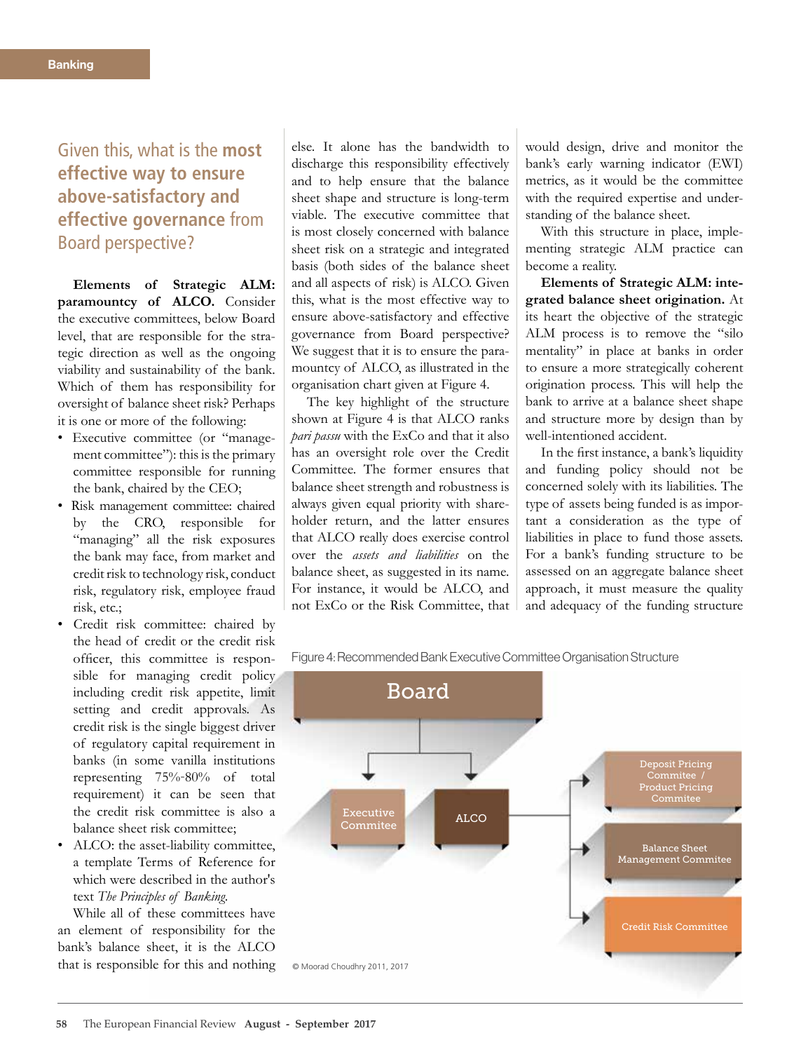## Given this, what is the **most effective way to ensure above-satisfactory and effective governance** from Board perspective?

**Elements of Strategic ALM: paramountcy of ALCO.** Consider the executive committees, below Board level, that are responsible for the strategic direction as well as the ongoing viability and sustainability of the bank. Which of them has responsibility for oversight of balance sheet risk? Perhaps it is one or more of the following:

- Executive committee (or "management committee"): this is the primary committee responsible for running the bank, chaired by the CEO;
- Risk management committee: chaired by the CRO, responsible for "managing" all the risk exposures the bank may face, from market and credit risk to technology risk, conduct risk, regulatory risk, employee fraud risk, etc.;
- Credit risk committee: chaired by the head of credit or the credit risk officer, this committee is responsible for managing credit policy including credit risk appetite, limit setting and credit approvals. As credit risk is the single biggest driver of regulatory capital requirement in banks (in some vanilla institutions representing 75%-80% of total requirement) it can be seen that the credit risk committee is also a balance sheet risk committee;
- ALCO: the asset-liability committee, a template Terms of Reference for which were described in the author's text *The Principles of Banking*.

While all of these committees have an element of responsibility for the bank's balance sheet, it is the ALCO that is responsible for this and nothing else. It alone has the bandwidth to discharge this responsibility effectively and to help ensure that the balance sheet shape and structure is long-term viable. The executive committee that is most closely concerned with balance sheet risk on a strategic and integrated basis (both sides of the balance sheet and all aspects of risk) is ALCO. Given this, what is the most effective way to ensure above-satisfactory and effective governance from Board perspective? We suggest that it is to ensure the paramountcy of ALCO, as illustrated in the organisation chart given at Figure 4.

The key highlight of the structure shown at Figure 4 is that ALCO ranks *pari passu* with the ExCo and that it also has an oversight role over the Credit Committee. The former ensures that balance sheet strength and robustness is always given equal priority with shareholder return, and the latter ensures that ALCO really does exercise control over the *assets and liabilities* on the balance sheet, as suggested in its name. For instance, it would be ALCO, and not ExCo or the Risk Committee, that would design, drive and monitor the bank's early warning indicator (EWI) metrics, as it would be the committee with the required expertise and understanding of the balance sheet.

With this structure in place, implementing strategic ALM practice can become a reality.

**Elements of Strategic ALM: integrated balance sheet origination.** At its heart the objective of the strategic ALM process is to remove the "silo mentality" in place at banks in order to ensure a more strategically coherent origination process. This will help the bank to arrive at a balance sheet shape and structure more by design than by well-intentioned accident.

In the first instance, a bank's liquidity and funding policy should not be concerned solely with its liabilities. The type of assets being funded is as important a consideration as the type of liabilities in place to fund those assets. For a bank's funding structure to be assessed on an aggregate balance sheet approach, it must measure the quality and adequacy of the funding structure

Figure 4: Recommended Bank Executive Committee Organisation Structure

Board
- Executive Commitee
- ALCO
  - Deposit Pricing Commitee / Product Pricing Commitee
  - Balance Sheet Management Commitee
  - Credit Risk Committee

© Moorad Choudhry 2011, 2017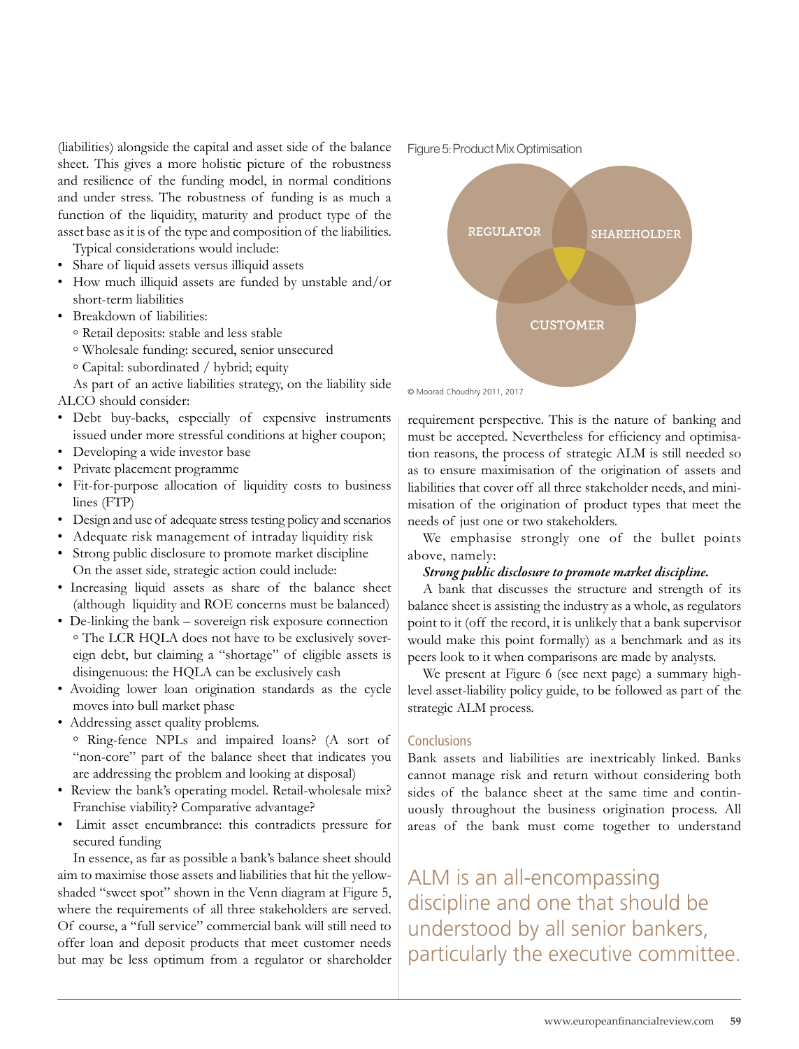(liabilities) alongside the capital and asset side of the balance sheet. This gives a more holistic picture of the robustness and resilience of the funding model, in normal conditions and under stress. The robustness of funding is as much a function of the liquidity, maturity and product type of the asset base as it is of the type and composition of the liabilities.

Typical considerations would include:

- Share of liquid assets versus illiquid assets
- How much illiquid assets are funded by unstable and/or short-term liabilities
- Breakdown of liabilities:
  - Retail deposits: stable and less stable
  - Wholesale funding: secured, senior unsecured
  - Capital: subordinated / hybrid; equity

As part of an active liabilities strategy, on the liability side ALCO should consider:

- Debt buy-backs, especially of expensive instruments issued under more stressful conditions at higher coupon;
- Developing a wide investor base
- Private placement programme
- Fit-for-purpose allocation of liquidity costs to business lines (FTP)
- Design and use of adequate stress testing policy and scenarios
- Adequate risk management of intraday liquidity risk
- Strong public disclosure to promote market discipline

On the asset side, strategic action could include:

- Increasing liquid assets as share of the balance sheet (although liquidity and ROE concerns must be balanced)
- De-linking the bank – sovereign risk exposure connection
  - The LCR HQLA does not have to be exclusively sovereign debt, but claiming a "shortage" of eligible assets is disingenuous: the HQLA can be exclusively cash
- Avoiding lower loan origination standards as the cycle moves into bull market phase
- Addressing asset quality problems.
  - Ring-fence NPLs and impaired loans? (A sort of "non-core" part of the balance sheet that indicates you are addressing the problem and looking at disposal)
- Review the bank's operating model. Retail-wholesale mix? Franchise viability? Comparative advantage?
- Limit asset encumbrance: this contradicts pressure for secured funding

In essence, as far as possible a bank's balance sheet should aim to maximise those assets and liabilities that hit the yellow-shaded "sweet spot" shown in the Venn diagram at Figure 5, where the requirements of all three stakeholders are served. Of course, a "full service" commercial bank will still need to offer loan and deposit products that meet customer needs but may be less optimum from a regulator or shareholder requirement perspective. This is the nature of banking and must be accepted. Nevertheless for efficiency and optimisation reasons, the process of strategic ALM is still needed so as to ensure maximisation of the origination of assets and liabilities that cover off all three stakeholder needs, and minimisation of the origination of product types that meet the needs of just one or two stakeholders.

Figure 5: Product Mix Optimisation

REGULATOR | SHAREHOLDER | CUSTOMER

© Moorad Choudhry 2011, 2017

We emphasise strongly one of the bullet points above, namely:

***Strong public disclosure to promote market discipline.***

A bank that discusses the structure and strength of its balance sheet is assisting the industry as a whole, as regulators point to it (off the record, it is unlikely that a bank supervisor would make this point formally) as a benchmark and as its peers look to it when comparisons are made by analysts.

We present at Figure 6 (see next page) a summary high-level asset-liability policy guide, to be followed as part of the strategic ALM process.

## Conclusions

Bank assets and liabilities are inextricably linked. Banks cannot manage risk and return without considering both sides of the balance sheet at the same time and continuously throughout the business origination process. All areas of the bank must come together to understand

> ALM is an all-encompassing discipline and one that should be understood by all senior bankers, particularly the executive committee.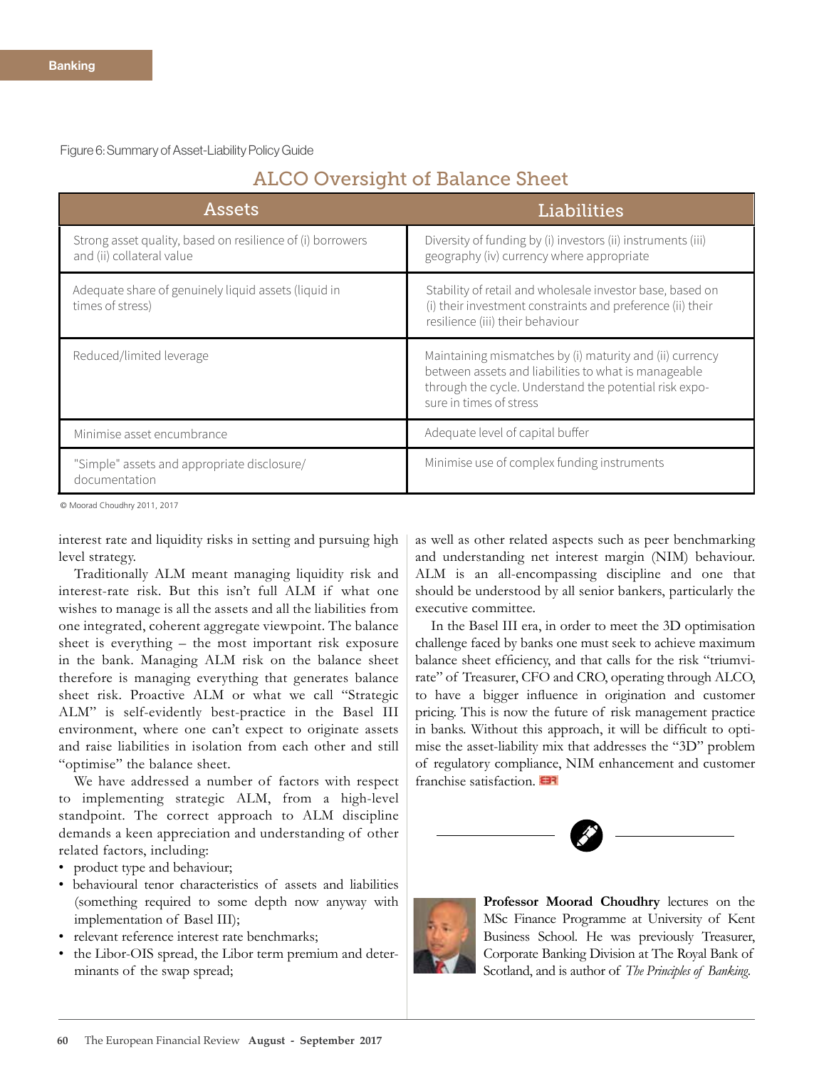Figure 6: Summary of Asset-Liability Policy Guide

## ALCO Oversight of Balance Sheet

| Assets | Liabilities |
|---|---|
| Strong asset quality, based on resilience of (i) borrowers and (ii) collateral value | Diversity of funding by (i) investors (ii) instruments (iii) geography (iv) currency where appropriate |
| Adequate share of genuinely liquid assets (liquid in times of stress) | Stability of retail and wholesale investor base, based on (i) their investment constraints and preference (ii) their resilience (iii) their behaviour |
| Reduced/limited leverage | Maintaining mismatches by (i) maturity and (ii) currency between assets and liabilities to what is manageable through the cycle. Understand the potential risk exposure in times of stress |
| Minimise asset encumbrance | Adequate level of capital buffer |
| "Simple" assets and appropriate disclosure/ documentation | Minimise use of complex funding instruments |

© Moorad Choudhry 2011, 2017

interest rate and liquidity risks in setting and pursuing high level strategy.

Traditionally ALM meant managing liquidity risk and interest-rate risk. But this isn't full ALM if what one wishes to manage is all the assets and all the liabilities from one integrated, coherent aggregate viewpoint. The balance sheet is everything – the most important risk exposure in the bank. Managing ALM risk on the balance sheet therefore is managing everything that generates balance sheet risk. Proactive ALM or what we call "Strategic ALM" is self-evidently best-practice in the Basel III environment, where one can't expect to originate assets and raise liabilities in isolation from each other and still "optimise" the balance sheet.

We have addressed a number of factors with respect to implementing strategic ALM, from a high-level standpoint. The correct approach to ALM discipline demands a keen appreciation and understanding of other related factors, including:

- product type and behaviour;
- behavioural tenor characteristics of assets and liabilities (something required to some depth now anyway with implementation of Basel III);
- relevant reference interest rate benchmarks;
- the Libor-OIS spread, the Libor term premium and determinants of the swap spread;

as well as other related aspects such as peer benchmarking and understanding net interest margin (NIM) behaviour. ALM is an all-encompassing discipline and one that should be understood by all senior bankers, particularly the executive committee.

In the Basel III era, in order to meet the 3D optimisation challenge faced by banks one must seek to achieve maximum balance sheet efficiency, and that calls for the risk "triumvirate" of Treasurer, CFO and CRO, operating through ALCO, to have a bigger influence in origination and customer pricing. This is now the future of risk management practice in banks. Without this approach, it will be difficult to optimise the asset-liability mix that addresses the "3D" problem of regulatory compliance, NIM enhancement and customer franchise satisfaction.

**Professor Moorad Choudhry** lectures on the MSc Finance Programme at University of Kent Business School. He was previously Treasurer, Corporate Banking Division at The Royal Bank of Scotland, and is author of *The Principles of Banking*.